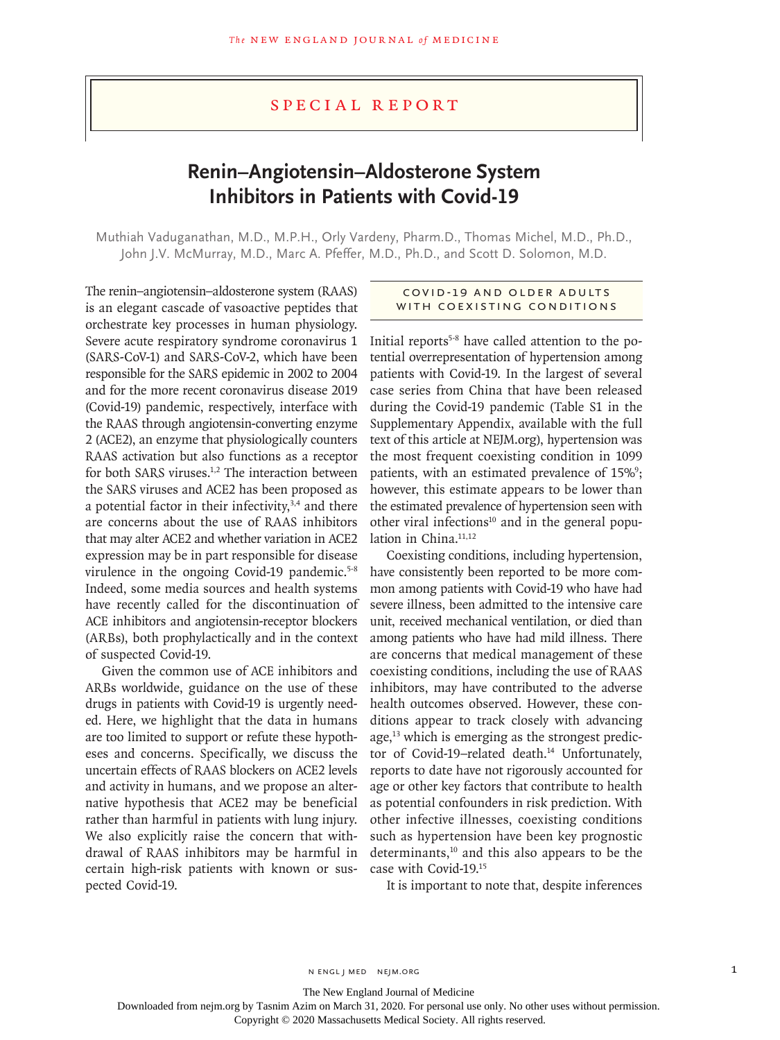## Special Report

# Renin–Angiotensin–Aldosterone System Inhibitors in Patients with Covid-19

Muthiah Vaduganathan, M.D., M.P.H., Orly Vardeny, Pharm.D., Thomas Michel, M.D., Ph.D., John J.V. McMurray, M.D., Marc A. Pfeffer, M.D., Ph.D., and Scott D. Solomon, M.D.

The renin–angiotensin–aldosterone system (RAAS) is an elegant cascade of vasoactive peptides that orchestrate key processes in human physiology. Severe acute respiratory syndrome coronavirus 1 (SARS-CoV-1) and SARS-CoV-2, which have been responsible for the SARS epidemic in 2002 to 2004 and for the more recent coronavirus disease 2019 (Covid-19) pandemic, respectively, interface with the RAAS through angiotensin-converting enzyme 2 (ACE2), an enzyme that physiologically counters RAAS activation but also functions as a receptor for both SARS viruses.[1,2] The interaction between the SARS viruses and ACE2 has been proposed as a potential factor in their infectivity,[3,4] and there are concerns about the use of RAAS inhibitors that may alter ACE2 and whether variation in ACE2 expression may be in part responsible for disease virulence in the ongoing Covid-19 pandemic.[5-8] Indeed, some media sources and health systems have recently called for the discontinuation of ACE inhibitors and angiotensin-receptor blockers (ARBs), both prophylactically and in the context of suspected Covid-19.

Given the common use of ACE inhibitors and ARBs worldwide, guidance on the use of these drugs in patients with Covid-19 is urgently needed. Here, we highlight that the data in humans are too limited to support or refute these hypotheses and concerns. Specifically, we discuss the uncertain effects of RAAS blockers on ACE2 levels and activity in humans, and we propose an alternative hypothesis that ACE2 may be beneficial rather than harmful in patients with lung injury. We also explicitly raise the concern that withdrawal of RAAS inhibitors may be harmful in certain high-risk patients with known or suspected Covid-19.

## Covid-19 and Older Adults with Coexisting Conditions

Initial reports[5-8] have called attention to the potential overrepresentation of hypertension among patients with Covid-19. In the largest of several case series from China that have been released during the Covid-19 pandemic (Table S1 in the Supplementary Appendix, available with the full text of this article at NEJM.org), hypertension was the most frequent coexisting condition in 1099 patients, with an estimated prevalence of 15%[9]; however, this estimate appears to be lower than the estimated prevalence of hypertension seen with other viral infections[10] and in the general population in China.[11,12]

Coexisting conditions, including hypertension, have consistently been reported to be more common among patients with Covid-19 who have had severe illness, been admitted to the intensive care unit, received mechanical ventilation, or died than among patients who have had mild illness. There are concerns that medical management of these coexisting conditions, including the use of RAAS inhibitors, may have contributed to the adverse health outcomes observed. However, these conditions appear to track closely with advancing age,[13] which is emerging as the strongest predictor of Covid-19–related death.[14] Unfortunately, reports to date have not rigorously accounted for age or other key factors that contribute to health as potential confounders in risk prediction. With other infective illnesses, coexisting conditions such as hypertension have been key prognostic determinants,[10] and this also appears to be the case with Covid-19.[15]

It is important to note that, despite inferences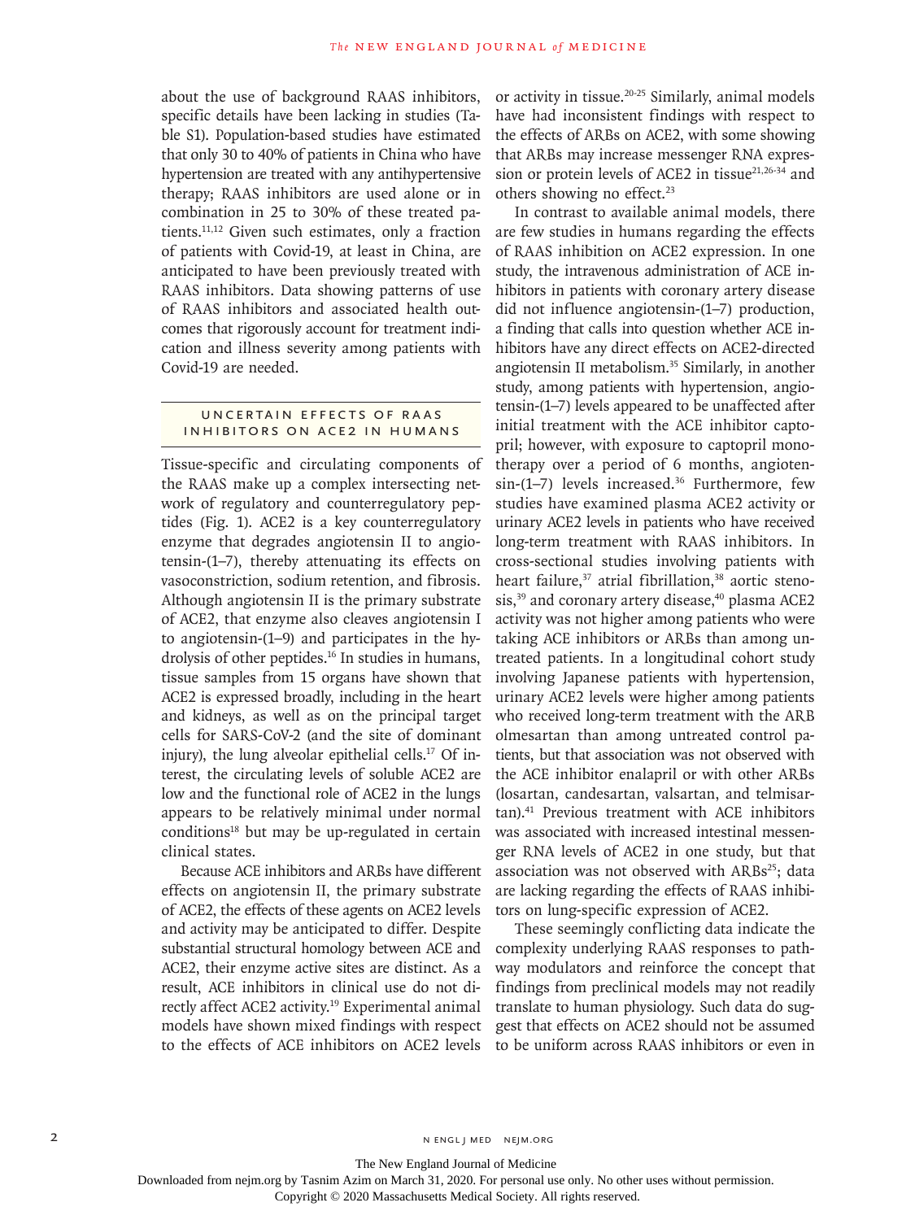about the use of background RAAS inhibitors, specific details have been lacking in studies (Table S1). Population-based studies have estimated that only 30 to 40% of patients in China who have hypertension are treated with any antihypertensive therapy; RAAS inhibitors are used alone or in combination in 25 to 30% of these treated patients.[11,12] Given such estimates, only a fraction of patients with Covid-19, at least in China, are anticipated to have been previously treated with RAAS inhibitors. Data showing patterns of use of RAAS inhibitors and associated health outcomes that rigorously account for treatment indication and illness severity among patients with Covid-19 are needed.

## UNCERTAIN EFFECTS OF RAAS INHIBITORS ON ACE2 IN HUMANS

Tissue-specific and circulating components of the RAAS make up a complex intersecting network of regulatory and counterregulatory peptides (Fig. 1). ACE2 is a key counterregulatory enzyme that degrades angiotensin II to angiotensin-(1–7), thereby attenuating its effects on vasoconstriction, sodium retention, and fibrosis. Although angiotensin II is the primary substrate of ACE2, that enzyme also cleaves angiotensin I to angiotensin-(1–9) and participates in the hydrolysis of other peptides.[16] In studies in humans, tissue samples from 15 organs have shown that ACE2 is expressed broadly, including in the heart and kidneys, as well as on the principal target cells for SARS-CoV-2 (and the site of dominant injury), the lung alveolar epithelial cells.[17] Of interest, the circulating levels of soluble ACE2 are low and the functional role of ACE2 in the lungs appears to be relatively minimal under normal conditions[18] but may be up-regulated in certain clinical states.

Because ACE inhibitors and ARBs have different effects on angiotensin II, the primary substrate of ACE2, the effects of these agents on ACE2 levels and activity may be anticipated to differ. Despite substantial structural homology between ACE and ACE2, their enzyme active sites are distinct. As a result, ACE inhibitors in clinical use do not directly affect ACE2 activity.[19] Experimental animal models have shown mixed findings with respect to the effects of ACE inhibitors on ACE2 levels or activity in tissue.[20-25] Similarly, animal models have had inconsistent findings with respect to the effects of ARBs on ACE2, with some showing that ARBs may increase messenger RNA expression or protein levels of ACE2 in tissue[21,26-34] and others showing no effect.[23]

In contrast to available animal models, there are few studies in humans regarding the effects of RAAS inhibition on ACE2 expression. In one study, the intravenous administration of ACE inhibitors in patients with coronary artery disease did not influence angiotensin-(1–7) production, a finding that calls into question whether ACE inhibitors have any direct effects on ACE2-directed angiotensin II metabolism.[35] Similarly, in another study, among patients with hypertension, angiotensin-(1–7) levels appeared to be unaffected after initial treatment with the ACE inhibitor captopril; however, with exposure to captopril monotherapy over a period of 6 months, angiotensin-(1–7) levels increased.[36] Furthermore, few studies have examined plasma ACE2 activity or urinary ACE2 levels in patients who have received long-term treatment with RAAS inhibitors. In cross-sectional studies involving patients with heart failure,[37] atrial fibrillation,[38] aortic stenosis,[39] and coronary artery disease,[40] plasma ACE2 activity was not higher among patients who were taking ACE inhibitors or ARBs than among untreated patients. In a longitudinal cohort study involving Japanese patients with hypertension, urinary ACE2 levels were higher among patients who received long-term treatment with the ARB olmesartan than among untreated control patients, but that association was not observed with the ACE inhibitor enalapril or with other ARBs (losartan, candesartan, valsartan, and telmisartan).[41] Previous treatment with ACE inhibitors was associated with increased intestinal messenger RNA levels of ACE2 in one study, but that association was not observed with ARBs[25]; data are lacking regarding the effects of RAAS inhibitors on lung-specific expression of ACE2.

These seemingly conflicting data indicate the complexity underlying RAAS responses to pathway modulators and reinforce the concept that findings from preclinical models may not readily translate to human physiology. Such data do suggest that effects on ACE2 should not be assumed to be uniform across RAAS inhibitors or even in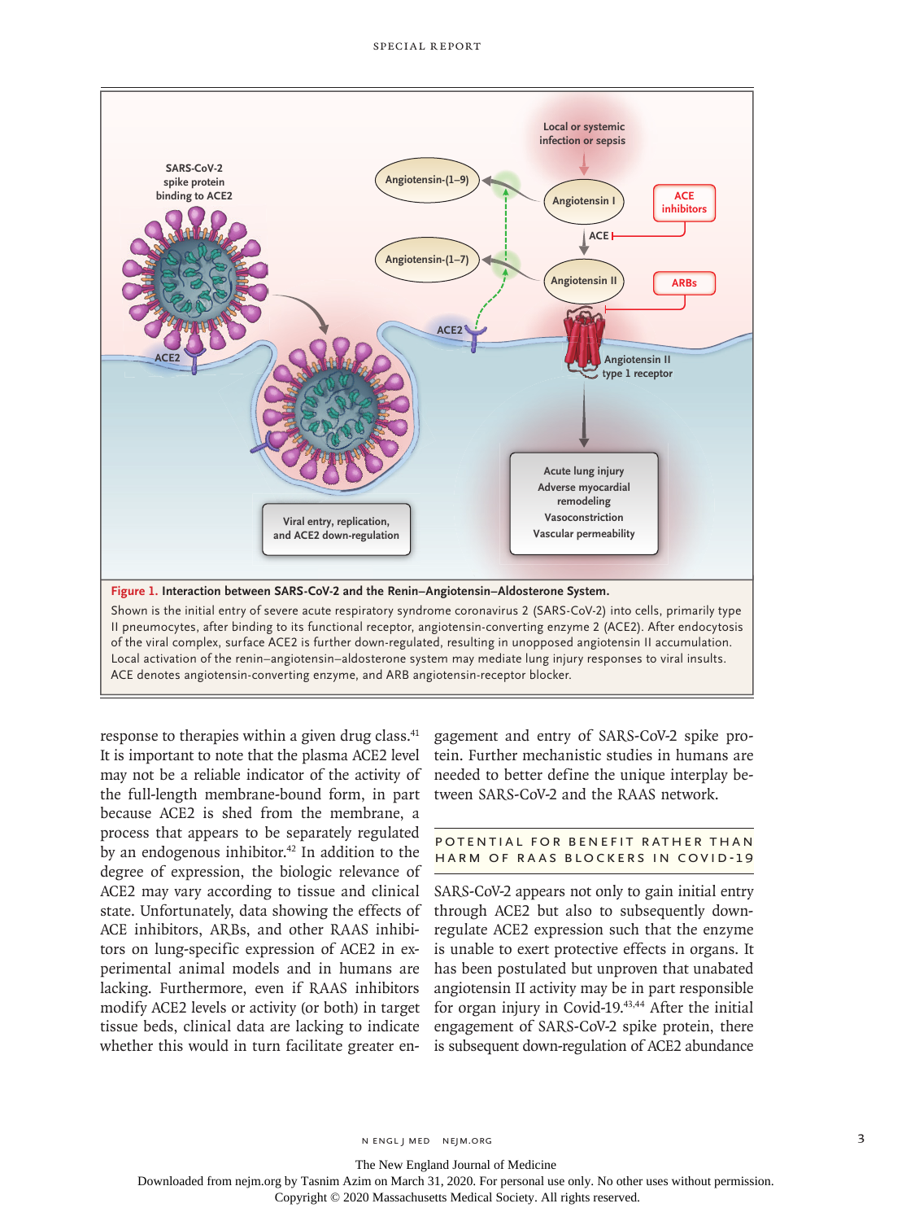**Figure 1. Interaction between SARS-CoV-2 and the Renin–Angiotensin–Aldosterone System.**

Shown is the initial entry of severe acute respiratory syndrome coronavirus 2 (SARS-CoV-2) into cells, primarily type II pneumocytes, after binding to its functional receptor, angiotensin-converting enzyme 2 (ACE2). After endocytosis of the viral complex, surface ACE2 is further down-regulated, resulting in unopposed angiotensin II accumulation. Local activation of the renin–angiotensin–aldosterone system may mediate lung injury responses to viral insults. ACE denotes angiotensin-converting enzyme, and ARB angiotensin-receptor blocker.

response to therapies within a given drug class.[41] It is important to note that the plasma ACE2 level may not be a reliable indicator of the activity of the full-length membrane-bound form, in part because ACE2 is shed from the membrane, a process that appears to be separately regulated by an endogenous inhibitor.[42] In addition to the degree of expression, the biologic relevance of ACE2 may vary according to tissue and clinical state. Unfortunately, data showing the effects of ACE inhibitors, ARBs, and other RAAS inhibitors on lung-specific expression of ACE2 in experimental animal models and in humans are lacking. Furthermore, even if RAAS inhibitors modify ACE2 levels or activity (or both) in target tissue beds, clinical data are lacking to indicate whether this would in turn facilitate greater engagement and entry of SARS-CoV-2 spike protein. Further mechanistic studies in humans are needed to better define the unique interplay between SARS-CoV-2 and the RAAS network.

## POTENTIAL FOR BENEFIT RATHER THAN HARM OF RAAS BLOCKERS IN COVID-19

SARS-CoV-2 appears not only to gain initial entry through ACE2 but also to subsequently down-regulate ACE2 expression such that the enzyme is unable to exert protective effects in organs. It has been postulated but unproven that unabated angiotensin II activity may be in part responsible for organ injury in Covid-19.[43,44] After the initial engagement of SARS-CoV-2 spike protein, there is subsequent down-regulation of ACE2 abundance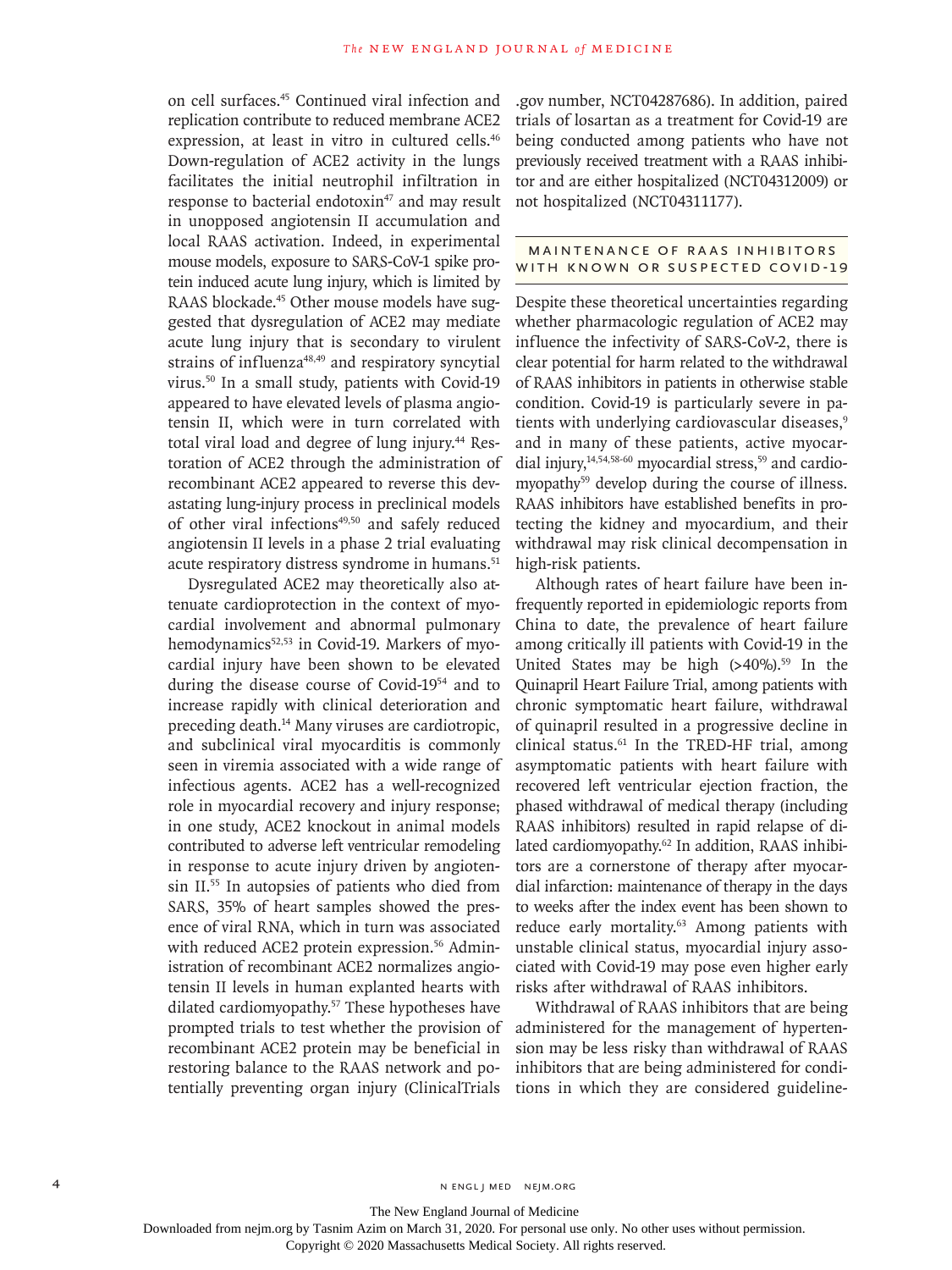on cell surfaces.[45] Continued viral infection and replication contribute to reduced membrane ACE2 expression, at least in vitro in cultured cells.[46] Down-regulation of ACE2 activity in the lungs facilitates the initial neutrophil infiltration in response to bacterial endotoxin[47] and may result in unopposed angiotensin II accumulation and local RAAS activation. Indeed, in experimental mouse models, exposure to SARS-CoV-1 spike protein induced acute lung injury, which is limited by RAAS blockade.[45] Other mouse models have suggested that dysregulation of ACE2 may mediate acute lung injury that is secondary to virulent strains of influenza[48,49] and respiratory syncytial virus.[50] In a small study, patients with Covid-19 appeared to have elevated levels of plasma angiotensin II, which were in turn correlated with total viral load and degree of lung injury.[44] Restoration of ACE2 through the administration of recombinant ACE2 appeared to reverse this devastating lung-injury process in preclinical models of other viral infections[49,50] and safely reduced angiotensin II levels in a phase 2 trial evaluating acute respiratory distress syndrome in humans.[51]

Dysregulated ACE2 may theoretically also attenuate cardioprotection in the context of myocardial involvement and abnormal pulmonary hemodynamics[52,53] in Covid-19. Markers of myocardial injury have been shown to be elevated during the disease course of Covid-19[54] and to increase rapidly with clinical deterioration and preceding death.[14] Many viruses are cardiotropic, and subclinical viral myocarditis is commonly seen in viremia associated with a wide range of infectious agents. ACE2 has a well-recognized role in myocardial recovery and injury response; in one study, ACE2 knockout in animal models contributed to adverse left ventricular remodeling in response to acute injury driven by angiotensin II.[55] In autopsies of patients who died from SARS, 35% of heart samples showed the presence of viral RNA, which in turn was associated with reduced ACE2 protein expression.[56] Administration of recombinant ACE2 normalizes angiotensin II levels in human explanted hearts with dilated cardiomyopathy.[57] These hypotheses have prompted trials to test whether the provision of recombinant ACE2 protein may be beneficial in restoring balance to the RAAS network and potentially preventing organ injury (ClinicalTrials.gov number, NCT04287686). In addition, paired trials of losartan as a treatment for Covid-19 are being conducted among patients who have not previously received treatment with a RAAS inhibitor and are either hospitalized (NCT04312009) or not hospitalized (NCT04311177).

## MAINTENANCE OF RAAS INHIBITORS WITH KNOWN OR SUSPECTED COVID-19

Despite these theoretical uncertainties regarding whether pharmacologic regulation of ACE2 may influence the infectivity of SARS-CoV-2, there is clear potential for harm related to the withdrawal of RAAS inhibitors in patients in otherwise stable condition. Covid-19 is particularly severe in patients with underlying cardiovascular diseases,[9] and in many of these patients, active myocardial injury,[14,54,58-60] myocardial stress,[59] and cardiomyopathy[59] develop during the course of illness. RAAS inhibitors have established benefits in protecting the kidney and myocardium, and their withdrawal may risk clinical decompensation in high-risk patients.

Although rates of heart failure have been infrequently reported in epidemiologic reports from China to date, the prevalence of heart failure among critically ill patients with Covid-19 in the United States may be high (>40%).[59] In the Quinapril Heart Failure Trial, among patients with chronic symptomatic heart failure, withdrawal of quinapril resulted in a progressive decline in clinical status.[61] In the TRED-HF trial, among asymptomatic patients with heart failure with recovered left ventricular ejection fraction, the phased withdrawal of medical therapy (including RAAS inhibitors) resulted in rapid relapse of dilated cardiomyopathy.[62] In addition, RAAS inhibitors are a cornerstone of therapy after myocardial infarction: maintenance of therapy in the days to weeks after the index event has been shown to reduce early mortality.[63] Among patients with unstable clinical status, myocardial injury associated with Covid-19 may pose even higher early risks after withdrawal of RAAS inhibitors.

Withdrawal of RAAS inhibitors that are being administered for the management of hypertension may be less risky than withdrawal of RAAS inhibitors that are being administered for conditions in which they are considered guideline-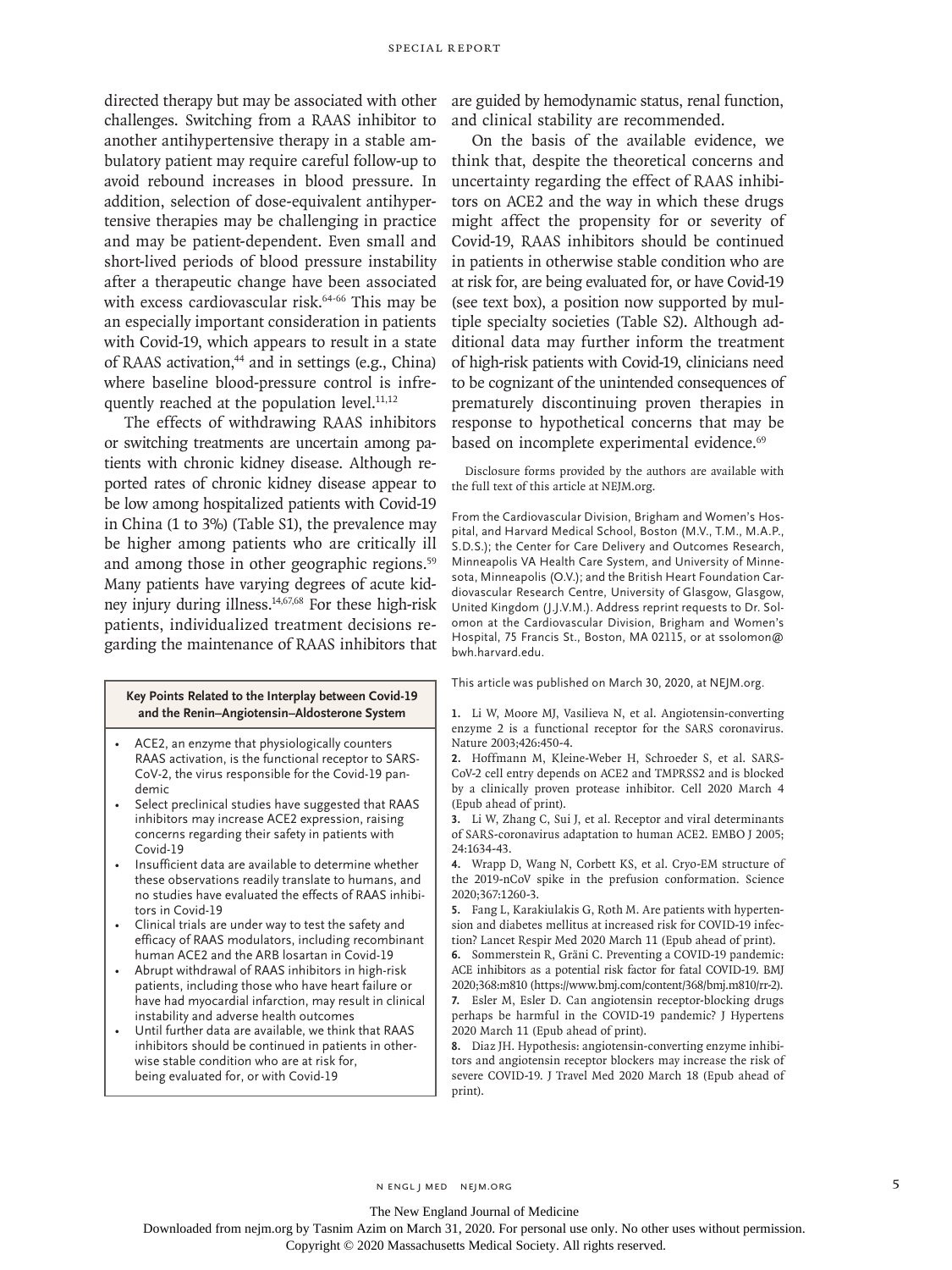directed therapy but may be associated with other challenges. Switching from a RAAS inhibitor to another antihypertensive therapy in a stable ambulatory patient may require careful follow-up to avoid rebound increases in blood pressure. In addition, selection of dose-equivalent antihypertensive therapies may be challenging in practice and may be patient-dependent. Even small and short-lived periods of blood pressure instability after a therapeutic change have been associated with excess cardiovascular risk.[64-66] This may be an especially important consideration in patients with Covid-19, which appears to result in a state of RAAS activation,[44] and in settings (e.g., China) where baseline blood-pressure control is infrequently reached at the population level.[11,12]

The effects of withdrawing RAAS inhibitors or switching treatments are uncertain among patients with chronic kidney disease. Although reported rates of chronic kidney disease appear to be low among hospitalized patients with Covid-19 in China (1 to 3%) (Table S1), the prevalence may be higher among patients who are critically ill and among those in other geographic regions.[59] Many patients have varying degrees of acute kidney injury during illness.[14,67,68] For these high-risk patients, individualized treatment decisions regarding the maintenance of RAAS inhibitors that are guided by hemodynamic status, renal function, and clinical stability are recommended.

On the basis of the available evidence, we think that, despite the theoretical concerns and uncertainty regarding the effect of RAAS inhibitors on ACE2 and the way in which these drugs might affect the propensity for or severity of Covid-19, RAAS inhibitors should be continued in patients in otherwise stable condition who are at risk for, are being evaluated for, or have Covid-19 (see text box), a position now supported by multiple specialty societies (Table S2). Although additional data may further inform the treatment of high-risk patients with Covid-19, clinicians need to be cognizant of the unintended consequences of prematurely discontinuing proven therapies in response to hypothetical concerns that may be based on incomplete experimental evidence.[69]

**Key Points Related to the Interplay between Covid-19 and the Renin–Angiotensin–Aldosterone System**

- ACE2, an enzyme that physiologically counters RAAS activation, is the functional receptor to SARS-CoV-2, the virus responsible for the Covid-19 pandemic
- Select preclinical studies have suggested that RAAS inhibitors may increase ACE2 expression, raising concerns regarding their safety in patients with Covid-19
- Insufficient data are available to determine whether these observations readily translate to humans, and no studies have evaluated the effects of RAAS inhibitors in Covid-19
- Clinical trials are under way to test the safety and efficacy of RAAS modulators, including recombinant human ACE2 and the ARB losartan in Covid-19
- Abrupt withdrawal of RAAS inhibitors in high-risk patients, including those who have heart failure or have had myocardial infarction, may result in clinical instability and adverse health outcomes
- Until further data are available, we think that RAAS inhibitors should be continued in patients in otherwise stable condition who are at risk for, being evaluated for, or with Covid-19

Disclosure forms provided by the authors are available with the full text of this article at NEJM.org.

From the Cardiovascular Division, Brigham and Women's Hospital, and Harvard Medical School, Boston (M.V., T.M., M.A.P., S.D.S.); the Center for Care Delivery and Outcomes Research, Minneapolis VA Health Care System, and University of Minnesota, Minneapolis (O.V.); and the British Heart Foundation Cardiovascular Research Centre, University of Glasgow, Glasgow, United Kingdom (J.J.V.M.). Address reprint requests to Dr. Solomon at the Cardiovascular Division, Brigham and Women's Hospital, 75 Francis St., Boston, MA 02115, or at ssolomon@bwh.harvard.edu.

This article was published on March 30, 2020, at NEJM.org.

1. Li W, Moore MJ, Vasilieva N, et al. Angiotensin-converting enzyme 2 is a functional receptor for the SARS coronavirus. Nature 2003;426:450-4.
2. Hoffmann M, Kleine-Weber H, Schroeder S, et al. SARS-CoV-2 cell entry depends on ACE2 and TMPRSS2 and is blocked by a clinically proven protease inhibitor. Cell 2020 March 4 (Epub ahead of print).
3. Li W, Zhang C, Sui J, et al. Receptor and viral determinants of SARS-coronavirus adaptation to human ACE2. EMBO J 2005; 24:1634-43.
4. Wrapp D, Wang N, Corbett KS, et al. Cryo-EM structure of the 2019-nCoV spike in the prefusion conformation. Science 2020;367:1260-3.
5. Fang L, Karakiulakis G, Roth M. Are patients with hypertension and diabetes mellitus at increased risk for COVID-19 infection? Lancet Respir Med 2020 March 11 (Epub ahead of print).
6. Sommerstein R, Gräni C. Preventing a COVID-19 pandemic: ACE inhibitors as a potential risk factor for fatal COVID-19. BMJ 2020;368:m810 (https://www.bmj.com/content/368/bmj.m810/rr-2).
7. Esler M, Esler D. Can angiotensin receptor-blocking drugs perhaps be harmful in the COVID-19 pandemic? J Hypertens 2020 March 11 (Epub ahead of print).
8. Diaz JH. Hypothesis: angiotensin-converting enzyme inhibitors and angiotensin receptor blockers may increase the risk of severe COVID-19. J Travel Med 2020 March 18 (Epub ahead of print).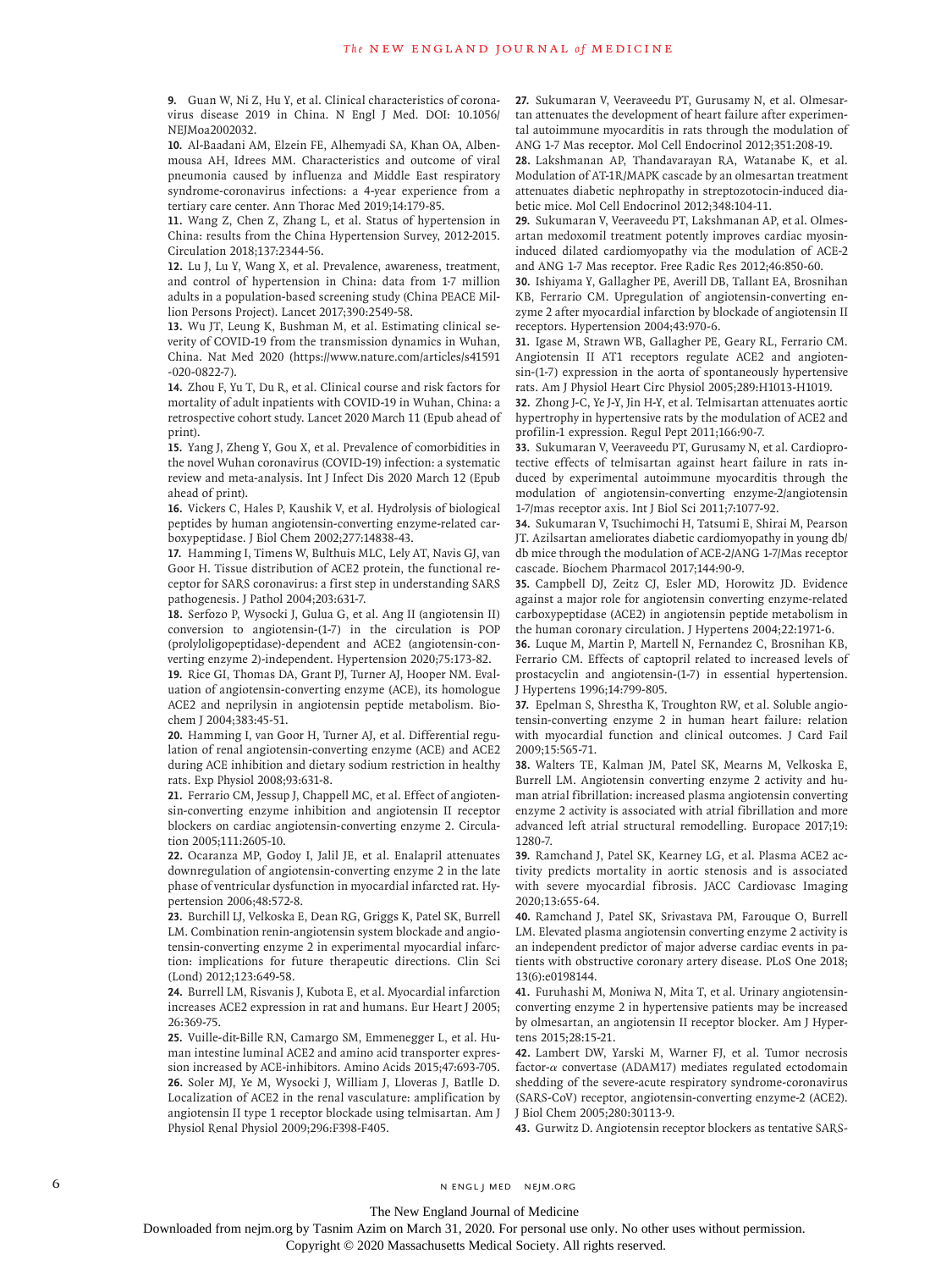9. Guan W, Ni Z, Hu Y, et al. Clinical characteristics of coronavirus disease 2019 in China. N Engl J Med. DOI: 10.1056/NEJMoa2002032.

10. Al-Baadani AM, Elzein FE, Alhemyadi SA, Khan OA, Albenmousa AH, Idrees MM. Characteristics and outcome of viral pneumonia caused by influenza and Middle East respiratory syndrome-coronavirus infections: a 4-year experience from a tertiary care center. Ann Thorac Med 2019;14:179-85.

11. Wang Z, Chen Z, Zhang L, et al. Status of hypertension in China: results from the China Hypertension Survey, 2012-2015. Circulation 2018;137:2344-56.

12. Lu J, Lu Y, Wang X, et al. Prevalence, awareness, treatment, and control of hypertension in China: data from 1·7 million adults in a population-based screening study (China PEACE Million Persons Project). Lancet 2017;390:2549-58.

13. Wu JT, Leung K, Bushman M, et al. Estimating clinical severity of COVID-19 from the transmission dynamics in Wuhan, China. Nat Med 2020 (https://www.nature.com/articles/s41591-020-0822-7).

14. Zhou F, Yu T, Du R, et al. Clinical course and risk factors for mortality of adult inpatients with COVID-19 in Wuhan, China: a retrospective cohort study. Lancet 2020 March 11 (Epub ahead of print).

15. Yang J, Zheng Y, Gou X, et al. Prevalence of comorbidities in the novel Wuhan coronavirus (COVID-19) infection: a systematic review and meta-analysis. Int J Infect Dis 2020 March 12 (Epub ahead of print).

16. Vickers C, Hales P, Kaushik V, et al. Hydrolysis of biological peptides by human angiotensin-converting enzyme-related carboxypeptidase. J Biol Chem 2002;277:14838-43.

17. Hamming I, Timens W, Bulthuis MLC, Lely AT, Navis GJ, van Goor H. Tissue distribution of ACE2 protein, the functional receptor for SARS coronavirus: a first step in understanding SARS pathogenesis. J Pathol 2004;203:631-7.

18. Serfozo P, Wysocki J, Gulua G, et al. Ang II (angiotensin II) conversion to angiotensin-(1-7) in the circulation is POP (prolyloligopeptidase)-dependent and ACE2 (angiotensin-converting enzyme 2)-independent. Hypertension 2020;75:173-82.

19. Rice GI, Thomas DA, Grant PJ, Turner AJ, Hooper NM. Evaluation of angiotensin-converting enzyme (ACE), its homologue ACE2 and neprilysin in angiotensin peptide metabolism. Biochem J 2004;383:45-51.

20. Hamming I, van Goor H, Turner AJ, et al. Differential regulation of renal angiotensin-converting enzyme (ACE) and ACE2 during ACE inhibition and dietary sodium restriction in healthy rats. Exp Physiol 2008;93:631-8.

21. Ferrario CM, Jessup J, Chappell MC, et al. Effect of angiotensin-converting enzyme inhibition and angiotensin II receptor blockers on cardiac angiotensin-converting enzyme 2. Circulation 2005;111:2605-10.

22. Ocaranza MP, Godoy I, Jalil JE, et al. Enalapril attenuates downregulation of angiotensin-converting enzyme 2 in the late phase of ventricular dysfunction in myocardial infarcted rat. Hypertension 2006;48:572-8.

23. Burchill LJ, Velkoska E, Dean RG, Griggs K, Patel SK, Burrell LM. Combination renin-angiotensin system blockade and angiotensin-converting enzyme 2 in experimental myocardial infarction: implications for future therapeutic directions. Clin Sci (Lond) 2012;123:649-58.

24. Burrell LM, Risvanis J, Kubota E, et al. Myocardial infarction increases ACE2 expression in rat and humans. Eur Heart J 2005;26:369-75.

25. Vuille-dit-Bille RN, Camargo SM, Emmenegger L, et al. Human intestine luminal ACE2 and amino acid transporter expression increased by ACE-inhibitors. Amino Acids 2015;47:693-705.

26. Soler MJ, Ye M, Wysocki J, William J, Lloveras J, Batlle D. Localization of ACE2 in the renal vasculature: amplification by angiotensin II type 1 receptor blockade using telmisartan. Am J Physiol Renal Physiol 2009;296:F398-F405.

27. Sukumaran V, Veeraveedu PT, Gurusamy N, et al. Olmesartan attenuates the development of heart failure after experimental autoimmune myocarditis in rats through the modulation of ANG 1-7 Mas receptor. Mol Cell Endocrinol 2012;351:208-19.

28. Lakshmanan AP, Thandavarayan RA, Watanabe K, et al. Modulation of AT-1R/MAPK cascade by an olmesartan treatment attenuates diabetic nephropathy in streptozotocin-induced diabetic mice. Mol Cell Endocrinol 2012;348:104-11.

29. Sukumaran V, Veeraveedu PT, Lakshmanan AP, et al. Olmesartan medoxomil treatment potently improves cardiac myosin-induced dilated cardiomyopathy via the modulation of ACE-2 and ANG 1-7 Mas receptor. Free Radic Res 2012;46:850-60.

30. Ishiyama Y, Gallagher PE, Averill DB, Tallant EA, Brosnihan KB, Ferrario CM. Upregulation of angiotensin-converting enzyme 2 after myocardial infarction by blockade of angiotensin II receptors. Hypertension 2004;43:970-6.

31. Igase M, Strawn WB, Gallagher PE, Geary RL, Ferrario CM. Angiotensin II AT1 receptors regulate ACE2 and angiotensin-(1-7) expression in the aorta of spontaneously hypertensive rats. Am J Physiol Heart Circ Physiol 2005;289:H1013-H1019.

32. Zhong J-C, Ye J-Y, Jin H-Y, et al. Telmisartan attenuates aortic hypertrophy in hypertensive rats by the modulation of ACE2 and profilin-1 expression. Regul Pept 2011;166:90-7.

33. Sukumaran V, Veeraveedu PT, Gurusamy N, et al. Cardioprotective effects of telmisartan against heart failure in rats induced by experimental autoimmune myocarditis through the modulation of angiotensin-converting enzyme-2/angiotensin 1-7/mas receptor axis. Int J Biol Sci 2011;7:1077-92.

34. Sukumaran V, Tsuchimochi H, Tatsumi E, Shirai M, Pearson JT. Azilsartan ameliorates diabetic cardiomyopathy in young db/db mice through the modulation of ACE-2/ANG 1-7/Mas receptor cascade. Biochem Pharmacol 2017;144:90-9.

35. Campbell DJ, Zeitz CJ, Esler MD, Horowitz JD. Evidence against a major role for angiotensin converting enzyme-related carboxypeptidase (ACE2) in angiotensin peptide metabolism in the human coronary circulation. J Hypertens 2004;22:1971-6.

36. Luque M, Martin P, Martell N, Fernandez C, Brosnihan KB, Ferrario CM. Effects of captopril related to increased levels of prostacyclin and angiotensin-(1-7) in essential hypertension. J Hypertens 1996;14:799-805.

37. Epelman S, Shrestha K, Troughton RW, et al. Soluble angiotensin-converting enzyme 2 in human heart failure: relation with myocardial function and clinical outcomes. J Card Fail 2009;15:565-71.

38. Walters TE, Kalman JM, Patel SK, Mearns M, Velkoska E, Burrell LM. Angiotensin converting enzyme 2 activity and human atrial fibrillation: increased plasma angiotensin converting enzyme 2 activity is associated with atrial fibrillation and more advanced left atrial structural remodelling. Europace 2017;19:1280-7.

39. Ramchand J, Patel SK, Kearney LG, et al. Plasma ACE2 activity predicts mortality in aortic stenosis and is associated with severe myocardial fibrosis. JACC Cardiovasc Imaging 2020;13:655-64.

40. Ramchand J, Patel SK, Srivastava PM, Farouque O, Burrell LM. Elevated plasma angiotensin converting enzyme 2 activity is an independent predictor of major adverse cardiac events in patients with obstructive coronary artery disease. PLoS One 2018;13(6):e0198144.

41. Furuhashi M, Moniwa N, Mita T, et al. Urinary angiotensin-converting enzyme 2 in hypertensive patients may be increased by olmesartan, an angiotensin II receptor blocker. Am J Hypertens 2015;28:15-21.

42. Lambert DW, Yarski M, Warner FJ, et al. Tumor necrosis factor-$\alpha$ convertase (ADAM17) mediates regulated ectodomain shedding of the severe-acute respiratory syndrome-coronavirus (SARS-CoV) receptor, angiotensin-converting enzyme-2 (ACE2). J Biol Chem 2005;280:30113-9.

43. Gurwitz D. Angiotensin receptor blockers as tentative SARS-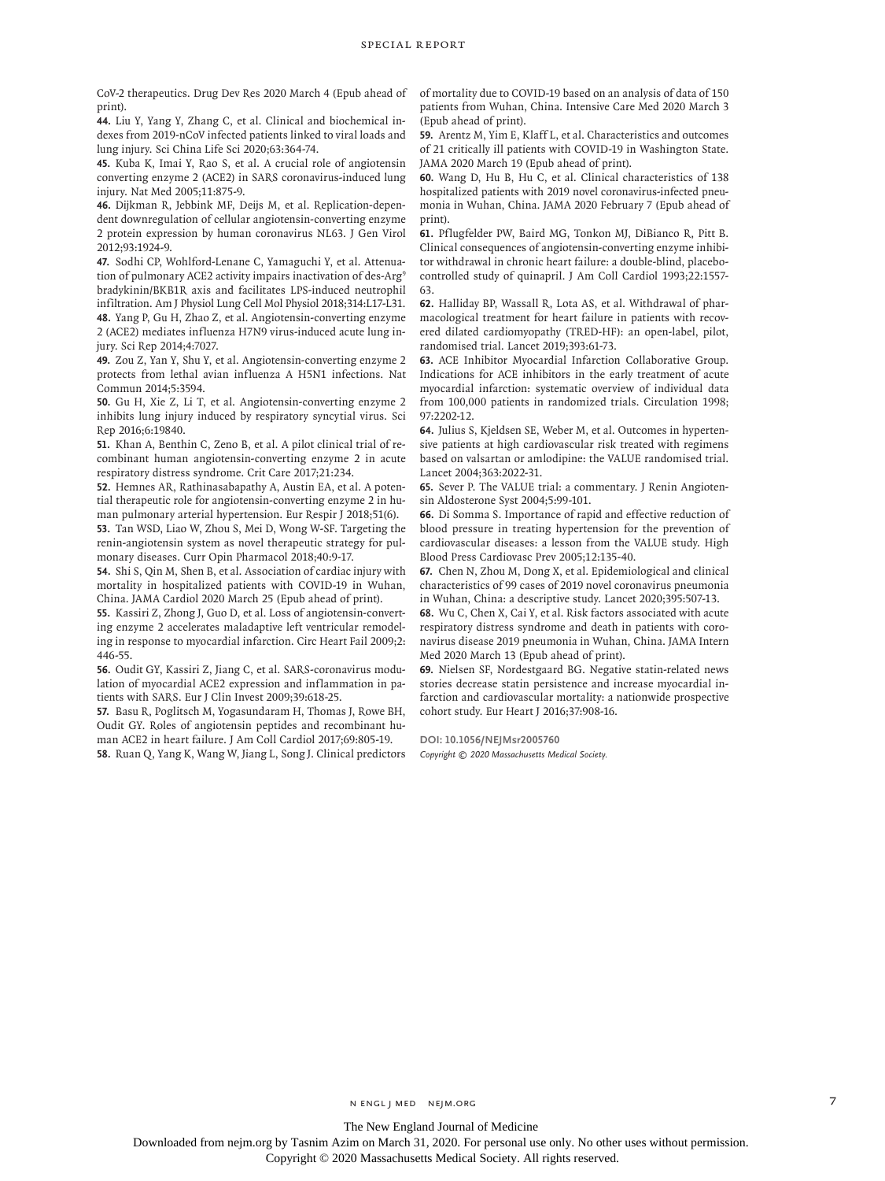CoV-2 therapeutics. Drug Dev Res 2020 March 4 (Epub ahead of print).

**44.** Liu Y, Yang Y, Zhang C, et al. Clinical and biochemical indexes from 2019-nCoV infected patients linked to viral loads and lung injury. Sci China Life Sci 2020;63:364-74.

**45.** Kuba K, Imai Y, Rao S, et al. A crucial role of angiotensin converting enzyme 2 (ACE2) in SARS coronavirus-induced lung injury. Nat Med 2005;11:875-9.

**46.** Dijkman R, Jebbink MF, Deijs M, et al. Replication-dependent downregulation of cellular angiotensin-converting enzyme 2 protein expression by human coronavirus NL63. J Gen Virol 2012;93:1924-9.

**47.** Sodhi CP, Wohlford-Lenane C, Yamaguchi Y, et al. Attenuation of pulmonary ACE2 activity impairs inactivation of des-Arg[9] bradykinin/BKB1R axis and facilitates LPS-induced neutrophil infiltration. Am J Physiol Lung Cell Mol Physiol 2018;314:L17-L31.

**48.** Yang P, Gu H, Zhao Z, et al. Angiotensin-converting enzyme 2 (ACE2) mediates influenza H7N9 virus-induced acute lung injury. Sci Rep 2014;4:7027.

**49.** Zou Z, Yan Y, Shu Y, et al. Angiotensin-converting enzyme 2 protects from lethal avian influenza A H5N1 infections. Nat Commun 2014;5:3594.

**50.** Gu H, Xie Z, Li T, et al. Angiotensin-converting enzyme 2 inhibits lung injury induced by respiratory syncytial virus. Sci Rep 2016;6:19840.

**51.** Khan A, Benthin C, Zeno B, et al. A pilot clinical trial of recombinant human angiotensin-converting enzyme 2 in acute respiratory distress syndrome. Crit Care 2017;21:234.

**52.** Hemnes AR, Rathinasabapathy A, Austin EA, et al. A potential therapeutic role for angiotensin-converting enzyme 2 in human pulmonary arterial hypertension. Eur Respir J 2018;51(6).

**53.** Tan WSD, Liao W, Zhou S, Mei D, Wong W-SF. Targeting the renin-angiotensin system as novel therapeutic strategy for pulmonary diseases. Curr Opin Pharmacol 2018;40:9-17.

**54.** Shi S, Qin M, Shen B, et al. Association of cardiac injury with mortality in hospitalized patients with COVID-19 in Wuhan, China. JAMA Cardiol 2020 March 25 (Epub ahead of print).

**55.** Kassiri Z, Zhong J, Guo D, et al. Loss of angiotensin-converting enzyme 2 accelerates maladaptive left ventricular remodeling in response to myocardial infarction. Circ Heart Fail 2009;2:446-55.

**56.** Oudit GY, Kassiri Z, Jiang C, et al. SARS-coronavirus modulation of myocardial ACE2 expression and inflammation in patients with SARS. Eur J Clin Invest 2009;39:618-25.

**57.** Basu R, Poglitsch M, Yogasundaram H, Thomas J, Rowe BH, Oudit GY. Roles of angiotensin peptides and recombinant human ACE2 in heart failure. J Am Coll Cardiol 2017;69:805-19.

**58.** Ruan Q, Yang K, Wang W, Jiang L, Song J. Clinical predictors of mortality due to COVID-19 based on an analysis of data of 150 patients from Wuhan, China. Intensive Care Med 2020 March 3 (Epub ahead of print).

**59.** Arentz M, Yim E, Klaff L, et al. Characteristics and outcomes of 21 critically ill patients with COVID-19 in Washington State. JAMA 2020 March 19 (Epub ahead of print).

**60.** Wang D, Hu B, Hu C, et al. Clinical characteristics of 138 hospitalized patients with 2019 novel coronavirus-infected pneumonia in Wuhan, China. JAMA 2020 February 7 (Epub ahead of print).

**61.** Pflugfelder PW, Baird MG, Tonkon MJ, DiBianco R, Pitt B. Clinical consequences of angiotensin-converting enzyme inhibitor withdrawal in chronic heart failure: a double-blind, placebo-controlled study of quinapril. J Am Coll Cardiol 1993;22:1557-63.

**62.** Halliday BP, Wassall R, Lota AS, et al. Withdrawal of pharmacological treatment for heart failure in patients with recovered dilated cardiomyopathy (TRED-HF): an open-label, pilot, randomised trial. Lancet 2019;393:61-73.

**63.** ACE Inhibitor Myocardial Infarction Collaborative Group. Indications for ACE inhibitors in the early treatment of acute myocardial infarction: systematic overview of individual data from 100,000 patients in randomized trials. Circulation 1998;97:2202-12.

**64.** Julius S, Kjeldsen SE, Weber M, et al. Outcomes in hypertensive patients at high cardiovascular risk treated with regimens based on valsartan or amlodipine: the VALUE randomised trial. Lancet 2004;363:2022-31.

**65.** Sever P. The VALUE trial: a commentary. J Renin Angiotensin Aldosterone Syst 2004;5:99-101.

**66.** Di Somma S. Importance of rapid and effective reduction of blood pressure in treating hypertension for the prevention of cardiovascular diseases: a lesson from the VALUE study. High Blood Press Cardiovasc Prev 2005;12:135-40.

**67.** Chen N, Zhou M, Dong X, et al. Epidemiological and clinical characteristics of 99 cases of 2019 novel coronavirus pneumonia in Wuhan, China: a descriptive study. Lancet 2020;395:507-13.

**68.** Wu C, Chen X, Cai Y, et al. Risk factors associated with acute respiratory distress syndrome and death in patients with coronavirus disease 2019 pneumonia in Wuhan, China. JAMA Intern Med 2020 March 13 (Epub ahead of print).

**69.** Nielsen SF, Nordestgaard BG. Negative statin-related news stories decrease statin persistence and increase myocardial infarction and cardiovascular mortality: a nationwide prospective cohort study. Eur Heart J 2016;37:908-16.

**DOI: 10.1056/NEJMsr2005760**

*Copyright © 2020 Massachusetts Medical Society.*